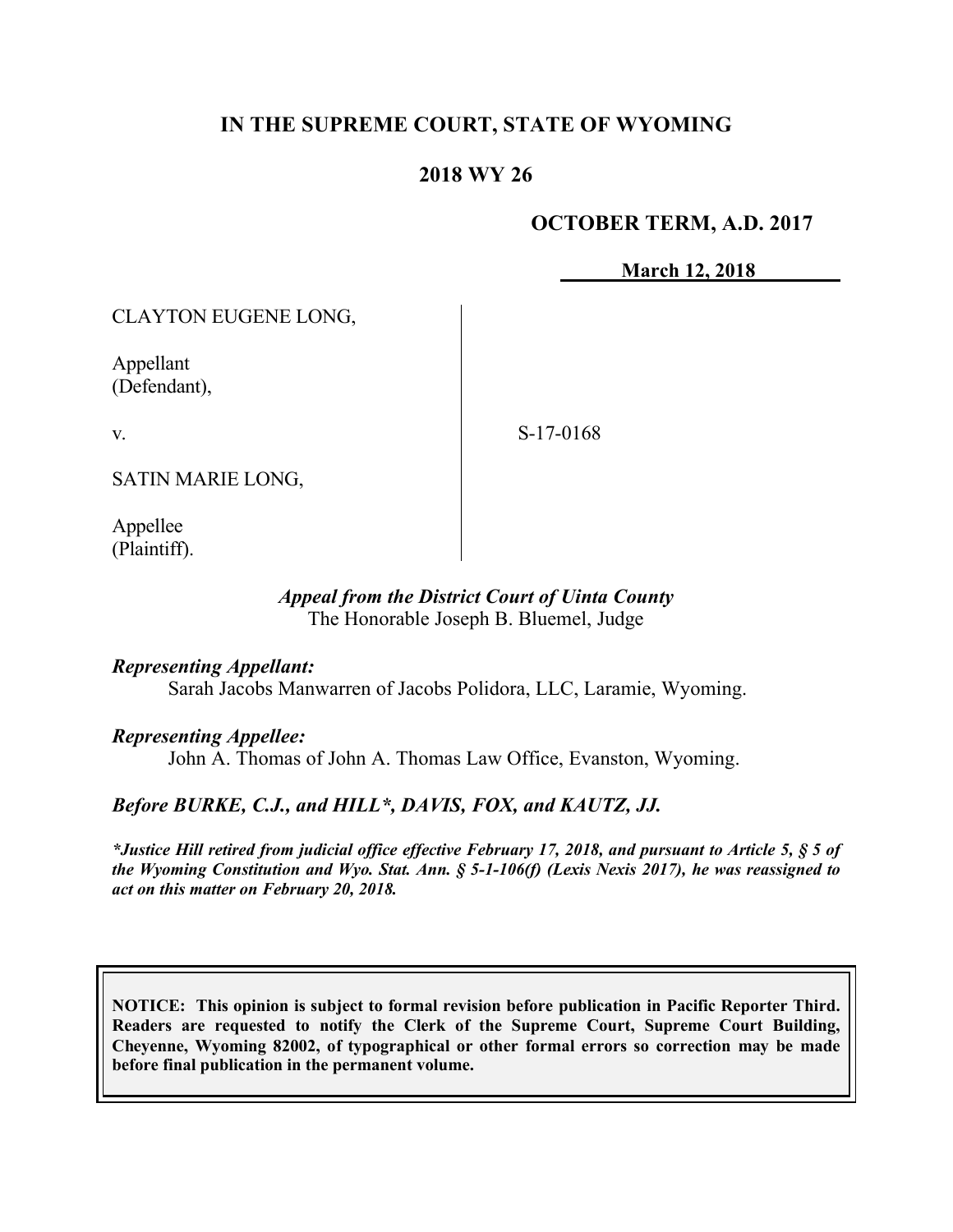# IN THE SUPREME COURT, STATE OF WYOMING

## 2018 WY 26

**OCTOBER TERM, A.D. 2017**

**March 12, 2018**

CLAYTON EUGENE LONG,

Appellant
(Defendant),

v.

S-17-0168

SATIN MARIE LONG,

Appellee
(Plaintiff).

*Appeal from the District Court of Uinta County*
The Honorable Joseph B. Bluemel, Judge

***Representing Appellant:***
Sarah Jacobs Manwarren of Jacobs Polidora, LLC, Laramie, Wyoming.

***Representing Appellee:***
John A. Thomas of John A. Thomas Law Office, Evanston, Wyoming.

***Before BURKE, C.J., and HILL\*, DAVIS, FOX, and KAUTZ, JJ.***

*\*Justice Hill retired from judicial office effective February 17, 2018, and pursuant to Article 5, § 5 of the Wyoming Constitution and Wyo. Stat. Ann. § 5-1-106(f) (Lexis Nexis 2017), he was reassigned to act on this matter on February 20, 2018.*

**NOTICE: This opinion is subject to formal revision before publication in Pacific Reporter Third. Readers are requested to notify the Clerk of the Supreme Court, Supreme Court Building, Cheyenne, Wyoming 82002, of typographical or other formal errors so correction may be made before final publication in the permanent volume.**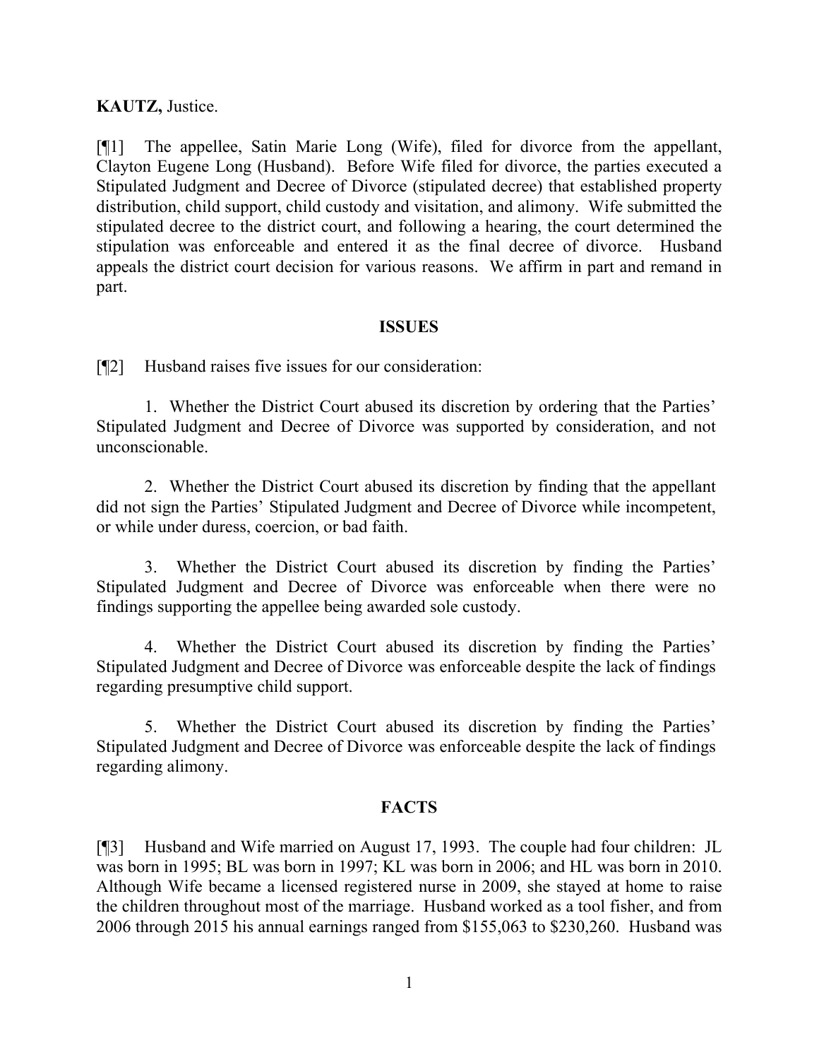**KAUTZ,** Justice.

[¶1] The appellee, Satin Marie Long (Wife), filed for divorce from the appellant, Clayton Eugene Long (Husband). Before Wife filed for divorce, the parties executed a Stipulated Judgment and Decree of Divorce (stipulated decree) that established property distribution, child support, child custody and visitation, and alimony. Wife submitted the stipulated decree to the district court, and following a hearing, the court determined the stipulation was enforceable and entered it as the final decree of divorce. Husband appeals the district court decision for various reasons. We affirm in part and remand in part.

## ISSUES

[¶2] Husband raises five issues for our consideration:

1. Whether the District Court abused its discretion by ordering that the Parties' Stipulated Judgment and Decree of Divorce was supported by consideration, and not unconscionable.

2. Whether the District Court abused its discretion by finding that the appellant did not sign the Parties' Stipulated Judgment and Decree of Divorce while incompetent, or while under duress, coercion, or bad faith.

3. Whether the District Court abused its discretion by finding the Parties' Stipulated Judgment and Decree of Divorce was enforceable when there were no findings supporting the appellee being awarded sole custody.

4. Whether the District Court abused its discretion by finding the Parties' Stipulated Judgment and Decree of Divorce was enforceable despite the lack of findings regarding presumptive child support.

5. Whether the District Court abused its discretion by finding the Parties' Stipulated Judgment and Decree of Divorce was enforceable despite the lack of findings regarding alimony.

## FACTS

[¶3] Husband and Wife married on August 17, 1993. The couple had four children: JL was born in 1995; BL was born in 1997; KL was born in 2006; and HL was born in 2010. Although Wife became a licensed registered nurse in 2009, she stayed at home to raise the children throughout most of the marriage. Husband worked as a tool fisher, and from 2006 through 2015 his annual earnings ranged from $155,063 to $230,260. Husband was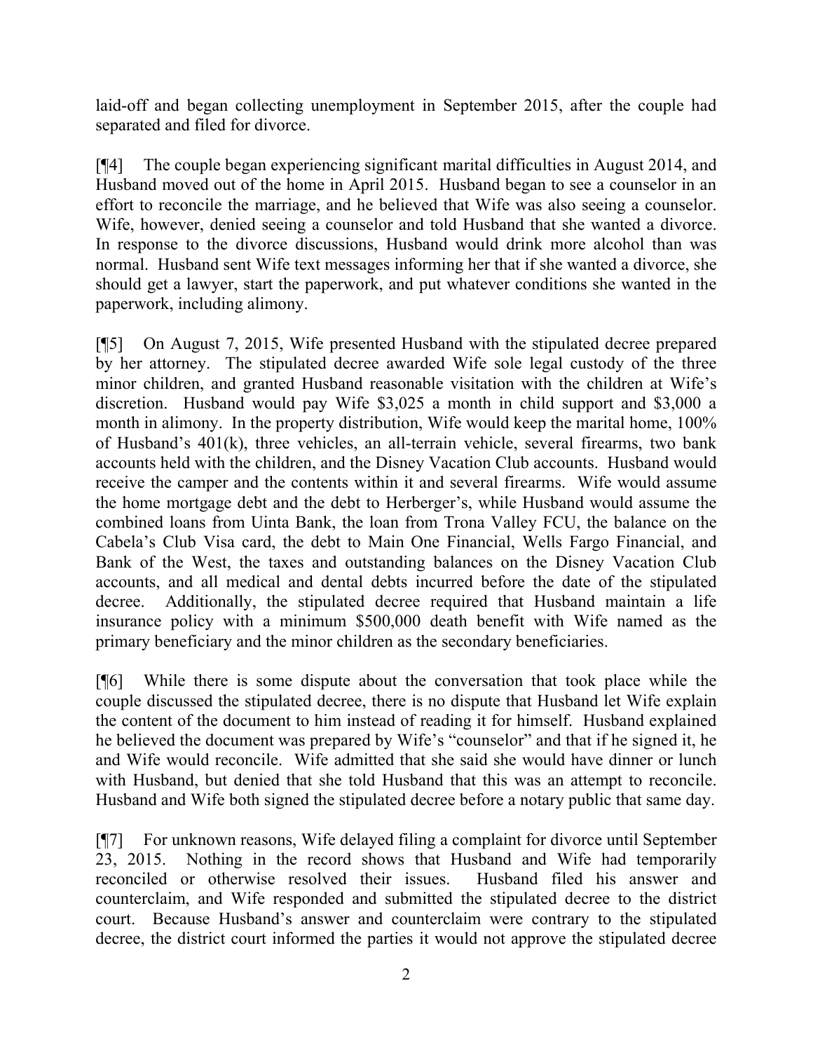laid-off and began collecting unemployment in September 2015, after the couple had separated and filed for divorce.

[¶4] The couple began experiencing significant marital difficulties in August 2014, and Husband moved out of the home in April 2015. Husband began to see a counselor in an effort to reconcile the marriage, and he believed that Wife was also seeing a counselor. Wife, however, denied seeing a counselor and told Husband that she wanted a divorce. In response to the divorce discussions, Husband would drink more alcohol than was normal. Husband sent Wife text messages informing her that if she wanted a divorce, she should get a lawyer, start the paperwork, and put whatever conditions she wanted in the paperwork, including alimony.

[¶5] On August 7, 2015, Wife presented Husband with the stipulated decree prepared by her attorney. The stipulated decree awarded Wife sole legal custody of the three minor children, and granted Husband reasonable visitation with the children at Wife's discretion. Husband would pay Wife $3,025 a month in child support and $3,000 a month in alimony. In the property distribution, Wife would keep the marital home, 100% of Husband's 401(k), three vehicles, an all-terrain vehicle, several firearms, two bank accounts held with the children, and the Disney Vacation Club accounts. Husband would receive the camper and the contents within it and several firearms. Wife would assume the home mortgage debt and the debt to Herberger's, while Husband would assume the combined loans from Uinta Bank, the loan from Trona Valley FCU, the balance on the Cabela's Club Visa card, the debt to Main One Financial, Wells Fargo Financial, and Bank of the West, the taxes and outstanding balances on the Disney Vacation Club accounts, and all medical and dental debts incurred before the date of the stipulated decree. Additionally, the stipulated decree required that Husband maintain a life insurance policy with a minimum $500,000 death benefit with Wife named as the primary beneficiary and the minor children as the secondary beneficiaries.

[¶6] While there is some dispute about the conversation that took place while the couple discussed the stipulated decree, there is no dispute that Husband let Wife explain the content of the document to him instead of reading it for himself. Husband explained he believed the document was prepared by Wife's "counselor" and that if he signed it, he and Wife would reconcile. Wife admitted that she said she would have dinner or lunch with Husband, but denied that she told Husband that this was an attempt to reconcile. Husband and Wife both signed the stipulated decree before a notary public that same day.

[¶7] For unknown reasons, Wife delayed filing a complaint for divorce until September 23, 2015. Nothing in the record shows that Husband and Wife had temporarily reconciled or otherwise resolved their issues. Husband filed his answer and counterclaim, and Wife responded and submitted the stipulated decree to the district court. Because Husband's answer and counterclaim were contrary to the stipulated decree, the district court informed the parties it would not approve the stipulated decree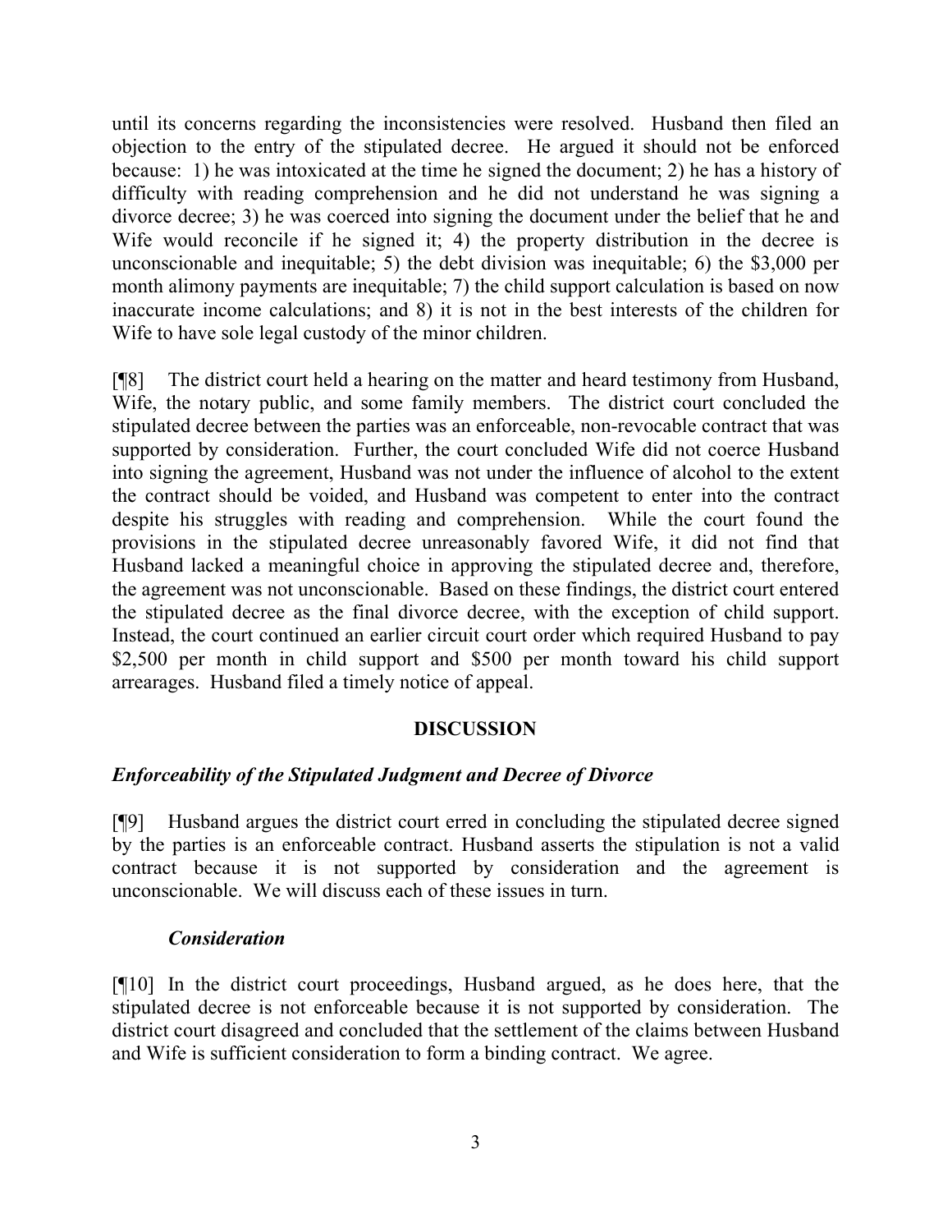until its concerns regarding the inconsistencies were resolved. Husband then filed an objection to the entry of the stipulated decree. He argued it should not be enforced because: 1) he was intoxicated at the time he signed the document; 2) he has a history of difficulty with reading comprehension and he did not understand he was signing a divorce decree; 3) he was coerced into signing the document under the belief that he and Wife would reconcile if he signed it; 4) the property distribution in the decree is unconscionable and inequitable; 5) the debt division was inequitable; 6) the $3,000 per month alimony payments are inequitable; 7) the child support calculation is based on now inaccurate income calculations; and 8) it is not in the best interests of the children for Wife to have sole legal custody of the minor children.

[¶8] The district court held a hearing on the matter and heard testimony from Husband, Wife, the notary public, and some family members. The district court concluded the stipulated decree between the parties was an enforceable, non-revocable contract that was supported by consideration. Further, the court concluded Wife did not coerce Husband into signing the agreement, Husband was not under the influence of alcohol to the extent the contract should be voided, and Husband was competent to enter into the contract despite his struggles with reading and comprehension. While the court found the provisions in the stipulated decree unreasonably favored Wife, it did not find that Husband lacked a meaningful choice in approving the stipulated decree and, therefore, the agreement was not unconscionable. Based on these findings, the district court entered the stipulated decree as the final divorce decree, with the exception of child support. Instead, the court continued an earlier circuit court order which required Husband to pay $2,500 per month in child support and $500 per month toward his child support arrearages. Husband filed a timely notice of appeal.

## DISCUSSION

### *Enforceability of the Stipulated Judgment and Decree of Divorce*

[¶9] Husband argues the district court erred in concluding the stipulated decree signed by the parties is an enforceable contract. Husband asserts the stipulation is not a valid contract because it is not supported by consideration and the agreement is unconscionable. We will discuss each of these issues in turn.

#### *Consideration*

[¶10] In the district court proceedings, Husband argued, as he does here, that the stipulated decree is not enforceable because it is not supported by consideration. The district court disagreed and concluded that the settlement of the claims between Husband and Wife is sufficient consideration to form a binding contract. We agree.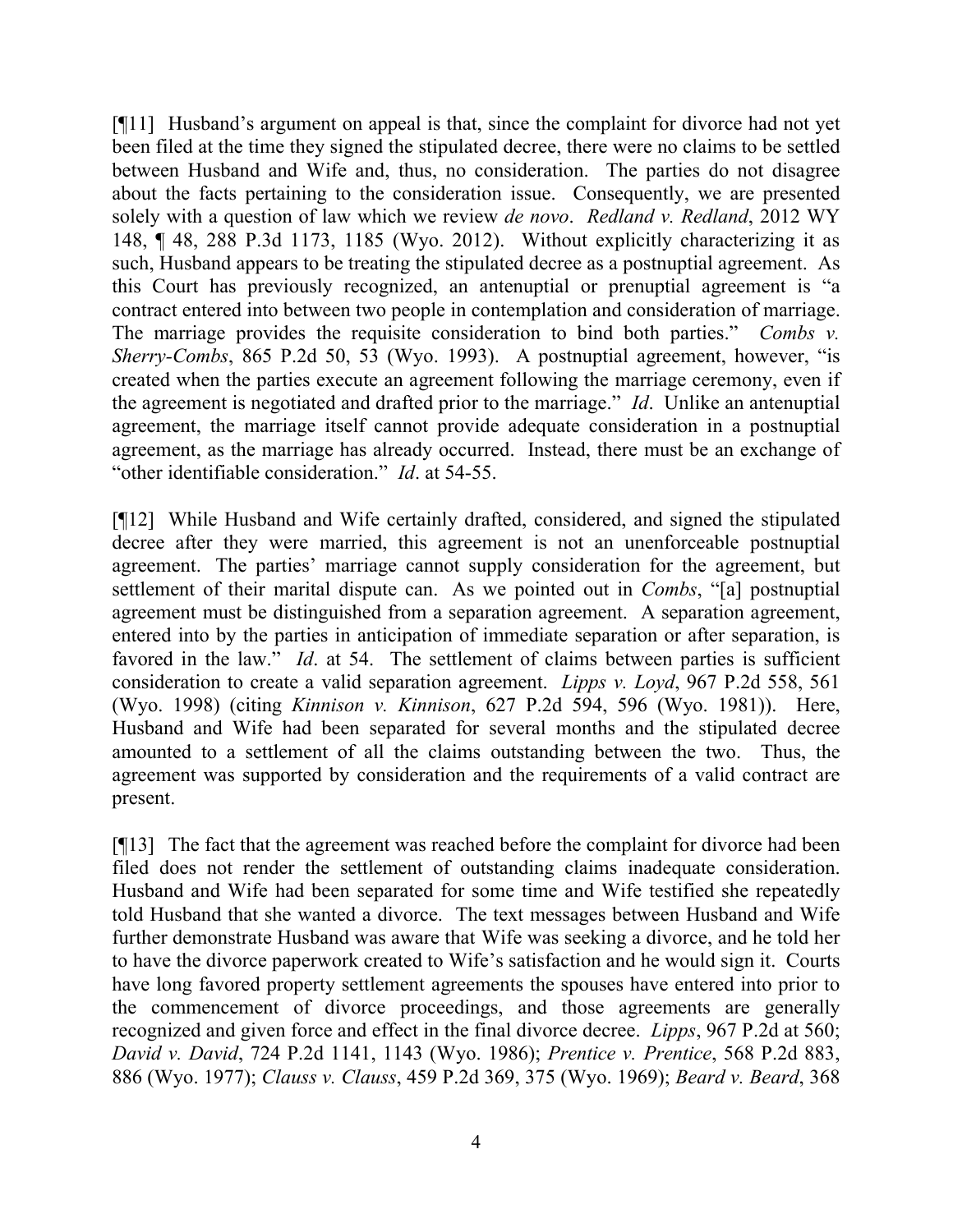[¶11] Husband's argument on appeal is that, since the complaint for divorce had not yet been filed at the time they signed the stipulated decree, there were no claims to be settled between Husband and Wife and, thus, no consideration. The parties do not disagree about the facts pertaining to the consideration issue. Consequently, we are presented solely with a question of law which we review *de novo*. *Redland v. Redland*, 2012 WY 148, ¶ 48, 288 P.3d 1173, 1185 (Wyo. 2012). Without explicitly characterizing it as such, Husband appears to be treating the stipulated decree as a postnuptial agreement. As this Court has previously recognized, an antenuptial or prenuptial agreement is "a contract entered into between two people in contemplation and consideration of marriage. The marriage provides the requisite consideration to bind both parties." *Combs v. Sherry-Combs*, 865 P.2d 50, 53 (Wyo. 1993). A postnuptial agreement, however, "is created when the parties execute an agreement following the marriage ceremony, even if the agreement is negotiated and drafted prior to the marriage." *Id*. Unlike an antenuptial agreement, the marriage itself cannot provide adequate consideration in a postnuptial agreement, as the marriage has already occurred. Instead, there must be an exchange of "other identifiable consideration." *Id*. at 54-55.

[¶12] While Husband and Wife certainly drafted, considered, and signed the stipulated decree after they were married, this agreement is not an unenforceable postnuptial agreement. The parties' marriage cannot supply consideration for the agreement, but settlement of their marital dispute can. As we pointed out in *Combs*, "[a] postnuptial agreement must be distinguished from a separation agreement. A separation agreement, entered into by the parties in anticipation of immediate separation or after separation, is favored in the law." *Id*. at 54. The settlement of claims between parties is sufficient consideration to create a valid separation agreement. *Lipps v. Loyd*, 967 P.2d 558, 561 (Wyo. 1998) (citing *Kinnison v. Kinnison*, 627 P.2d 594, 596 (Wyo. 1981)). Here, Husband and Wife had been separated for several months and the stipulated decree amounted to a settlement of all the claims outstanding between the two. Thus, the agreement was supported by consideration and the requirements of a valid contract are present.

[¶13] The fact that the agreement was reached before the complaint for divorce had been filed does not render the settlement of outstanding claims inadequate consideration. Husband and Wife had been separated for some time and Wife testified she repeatedly told Husband that she wanted a divorce. The text messages between Husband and Wife further demonstrate Husband was aware that Wife was seeking a divorce, and he told her to have the divorce paperwork created to Wife's satisfaction and he would sign it. Courts have long favored property settlement agreements the spouses have entered into prior to the commencement of divorce proceedings, and those agreements are generally recognized and given force and effect in the final divorce decree. *Lipps*, 967 P.2d at 560; *David v. David*, 724 P.2d 1141, 1143 (Wyo. 1986); *Prentice v. Prentice*, 568 P.2d 883, 886 (Wyo. 1977); *Clauss v. Clauss*, 459 P.2d 369, 375 (Wyo. 1969); *Beard v. Beard*, 368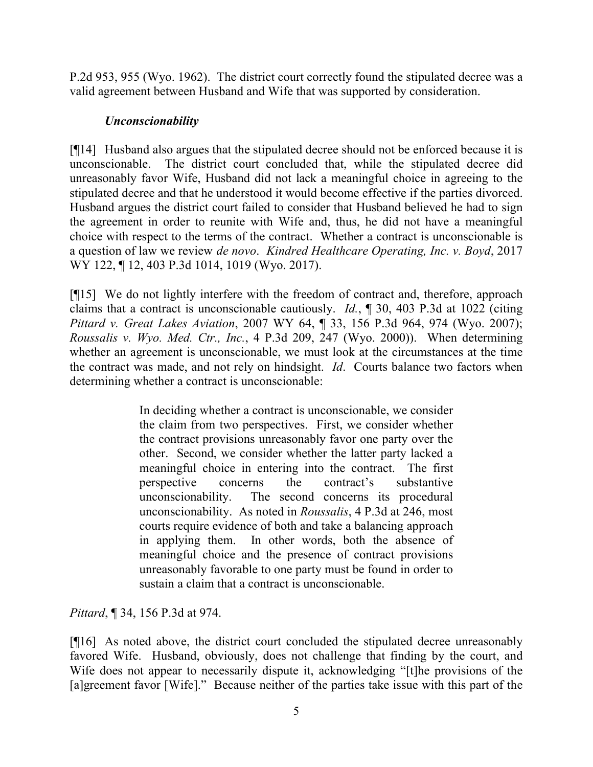P.2d 953, 955 (Wyo. 1962). The district court correctly found the stipulated decree was a valid agreement between Husband and Wife that was supported by consideration.

### *Unconscionability*

[¶14] Husband also argues that the stipulated decree should not be enforced because it is unconscionable. The district court concluded that, while the stipulated decree did unreasonably favor Wife, Husband did not lack a meaningful choice in agreeing to the stipulated decree and that he understood it would become effective if the parties divorced. Husband argues the district court failed to consider that Husband believed he had to sign the agreement in order to reunite with Wife and, thus, he did not have a meaningful choice with respect to the terms of the contract. Whether a contract is unconscionable is a question of law we review *de novo*. *Kindred Healthcare Operating, Inc. v. Boyd*, 2017 WY 122, ¶ 12, 403 P.3d 1014, 1019 (Wyo. 2017).

[¶15] We do not lightly interfere with the freedom of contract and, therefore, approach claims that a contract is unconscionable cautiously. *Id.*, ¶ 30, 403 P.3d at 1022 (citing *Pittard v. Great Lakes Aviation*, 2007 WY 64, ¶ 33, 156 P.3d 964, 974 (Wyo. 2007); *Roussalis v. Wyo. Med. Ctr., Inc.*, 4 P.3d 209, 247 (Wyo. 2000)). When determining whether an agreement is unconscionable, we must look at the circumstances at the time the contract was made, and not rely on hindsight. *Id*. Courts balance two factors when determining whether a contract is unconscionable:

> In deciding whether a contract is unconscionable, we consider the claim from two perspectives. First, we consider whether the contract provisions unreasonably favor one party over the other. Second, we consider whether the latter party lacked a meaningful choice in entering into the contract. The first perspective concerns the contract's substantive unconscionability. The second concerns its procedural unconscionability. As noted in *Roussalis*, 4 P.3d at 246, most courts require evidence of both and take a balancing approach in applying them. In other words, both the absence of meaningful choice and the presence of contract provisions unreasonably favorable to one party must be found in order to sustain a claim that a contract is unconscionable.

*Pittard*, ¶ 34, 156 P.3d at 974.

[¶16] As noted above, the district court concluded the stipulated decree unreasonably favored Wife. Husband, obviously, does not challenge that finding by the court, and Wife does not appear to necessarily dispute it, acknowledging "[t]he provisions of the [a]greement favor [Wife]." Because neither of the parties take issue with this part of the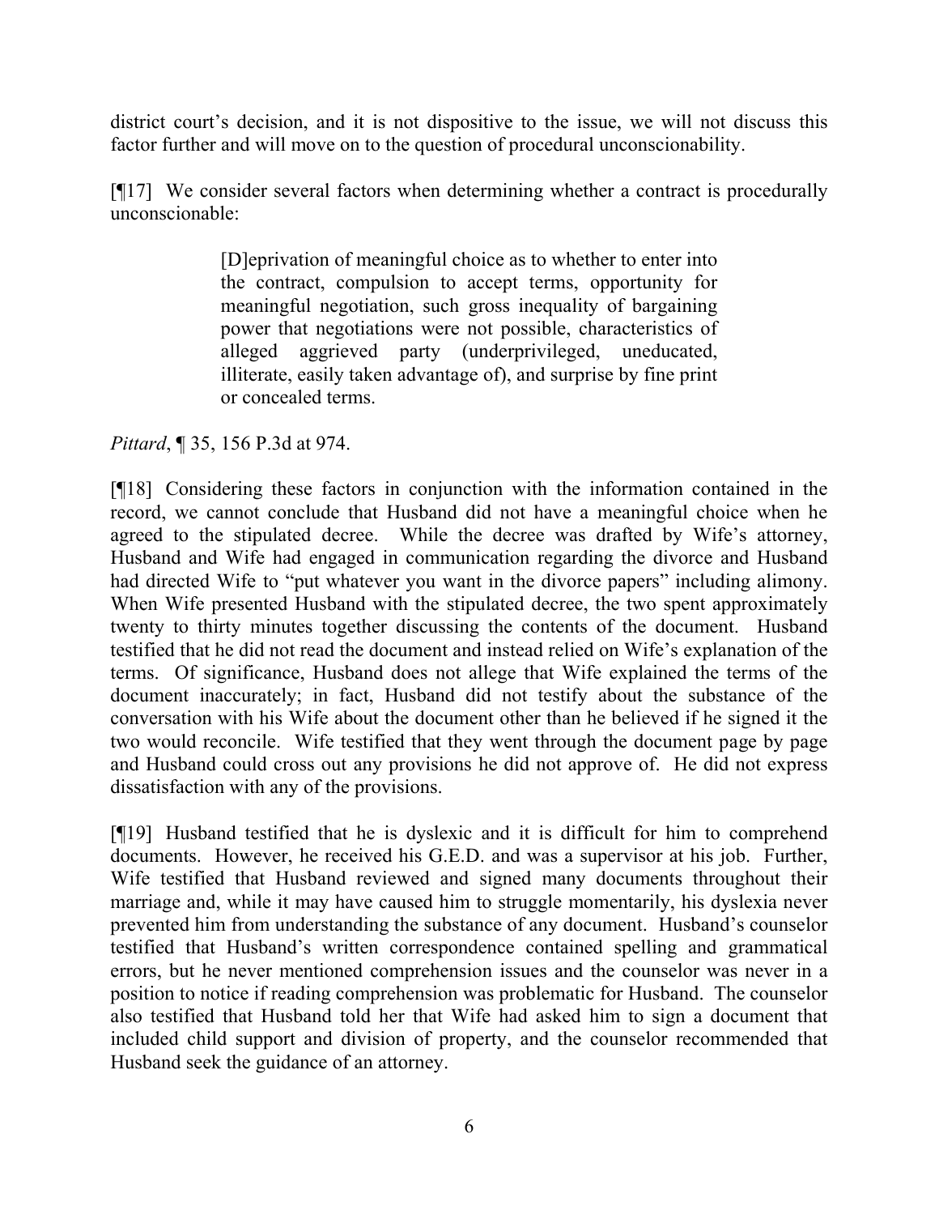district court's decision, and it is not dispositive to the issue, we will not discuss this factor further and will move on to the question of procedural unconscionability.

[¶17] We consider several factors when determining whether a contract is procedurally unconscionable:

> [D]eprivation of meaningful choice as to whether to enter into the contract, compulsion to accept terms, opportunity for meaningful negotiation, such gross inequality of bargaining power that negotiations were not possible, characteristics of alleged aggrieved party (underprivileged, uneducated, illiterate, easily taken advantage of), and surprise by fine print or concealed terms.

*Pittard*, ¶ 35, 156 P.3d at 974.

[¶18] Considering these factors in conjunction with the information contained in the record, we cannot conclude that Husband did not have a meaningful choice when he agreed to the stipulated decree. While the decree was drafted by Wife's attorney, Husband and Wife had engaged in communication regarding the divorce and Husband had directed Wife to "put whatever you want in the divorce papers" including alimony. When Wife presented Husband with the stipulated decree, the two spent approximately twenty to thirty minutes together discussing the contents of the document. Husband testified that he did not read the document and instead relied on Wife's explanation of the terms. Of significance, Husband does not allege that Wife explained the terms of the document inaccurately; in fact, Husband did not testify about the substance of the conversation with his Wife about the document other than he believed if he signed it the two would reconcile. Wife testified that they went through the document page by page and Husband could cross out any provisions he did not approve of. He did not express dissatisfaction with any of the provisions.

[¶19] Husband testified that he is dyslexic and it is difficult for him to comprehend documents. However, he received his G.E.D. and was a supervisor at his job. Further, Wife testified that Husband reviewed and signed many documents throughout their marriage and, while it may have caused him to struggle momentarily, his dyslexia never prevented him from understanding the substance of any document. Husband's counselor testified that Husband's written correspondence contained spelling and grammatical errors, but he never mentioned comprehension issues and the counselor was never in a position to notice if reading comprehension was problematic for Husband. The counselor also testified that Husband told her that Wife had asked him to sign a document that included child support and division of property, and the counselor recommended that Husband seek the guidance of an attorney.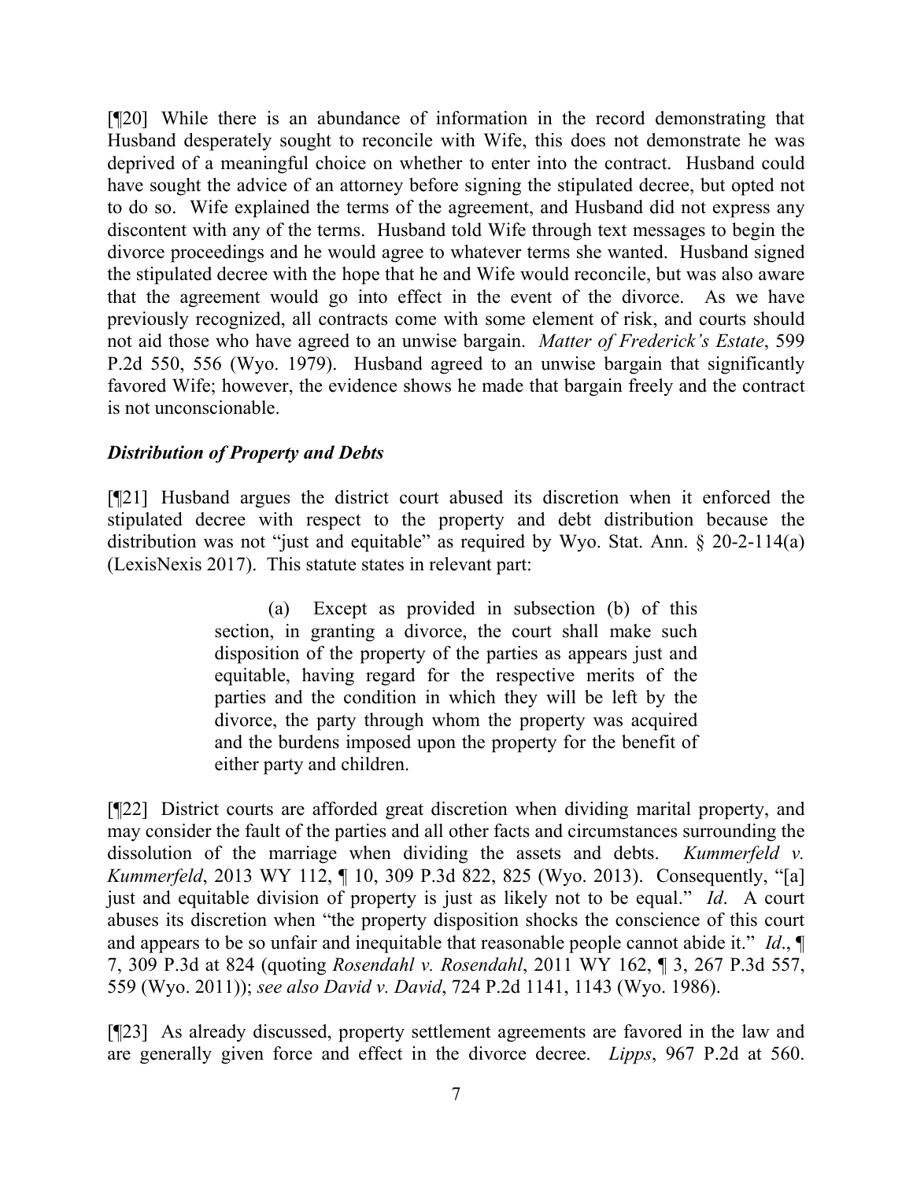[¶20] While there is an abundance of information in the record demonstrating that Husband desperately sought to reconcile with Wife, this does not demonstrate he was deprived of a meaningful choice on whether to enter into the contract. Husband could have sought the advice of an attorney before signing the stipulated decree, but opted not to do so. Wife explained the terms of the agreement, and Husband did not express any discontent with any of the terms. Husband told Wife through text messages to begin the divorce proceedings and he would agree to whatever terms she wanted. Husband signed the stipulated decree with the hope that he and Wife would reconcile, but was also aware that the agreement would go into effect in the event of the divorce. As we have previously recognized, all contracts come with some element of risk, and courts should not aid those who have agreed to an unwise bargain. *Matter of Frederick's Estate*, 599 P.2d 550, 556 (Wyo. 1979). Husband agreed to an unwise bargain that significantly favored Wife; however, the evidence shows he made that bargain freely and the contract is not unconscionable.

### *Distribution of Property and Debts*

[¶21] Husband argues the district court abused its discretion when it enforced the stipulated decree with respect to the property and debt distribution because the distribution was not "just and equitable" as required by Wyo. Stat. Ann. § 20-2-114(a) (LexisNexis 2017). This statute states in relevant part:

> (a) Except as provided in subsection (b) of this section, in granting a divorce, the court shall make such disposition of the property of the parties as appears just and equitable, having regard for the respective merits of the parties and the condition in which they will be left by the divorce, the party through whom the property was acquired and the burdens imposed upon the property for the benefit of either party and children.

[¶22] District courts are afforded great discretion when dividing marital property, and may consider the fault of the parties and all other facts and circumstances surrounding the dissolution of the marriage when dividing the assets and debts. *Kummerfeld v. Kummerfeld*, 2013 WY 112, ¶ 10, 309 P.3d 822, 825 (Wyo. 2013). Consequently, "[a] just and equitable division of property is just as likely not to be equal." *Id*. A court abuses its discretion when "the property disposition shocks the conscience of this court and appears to be so unfair and inequitable that reasonable people cannot abide it." *Id*., ¶ 7, 309 P.3d at 824 (quoting *Rosendahl v. Rosendahl*, 2011 WY 162, ¶ 3, 267 P.3d 557, 559 (Wyo. 2011)); *see also David v. David*, 724 P.2d 1141, 1143 (Wyo. 1986).

[¶23] As already discussed, property settlement agreements are favored in the law and are generally given force and effect in the divorce decree. *Lipps*, 967 P.2d at 560.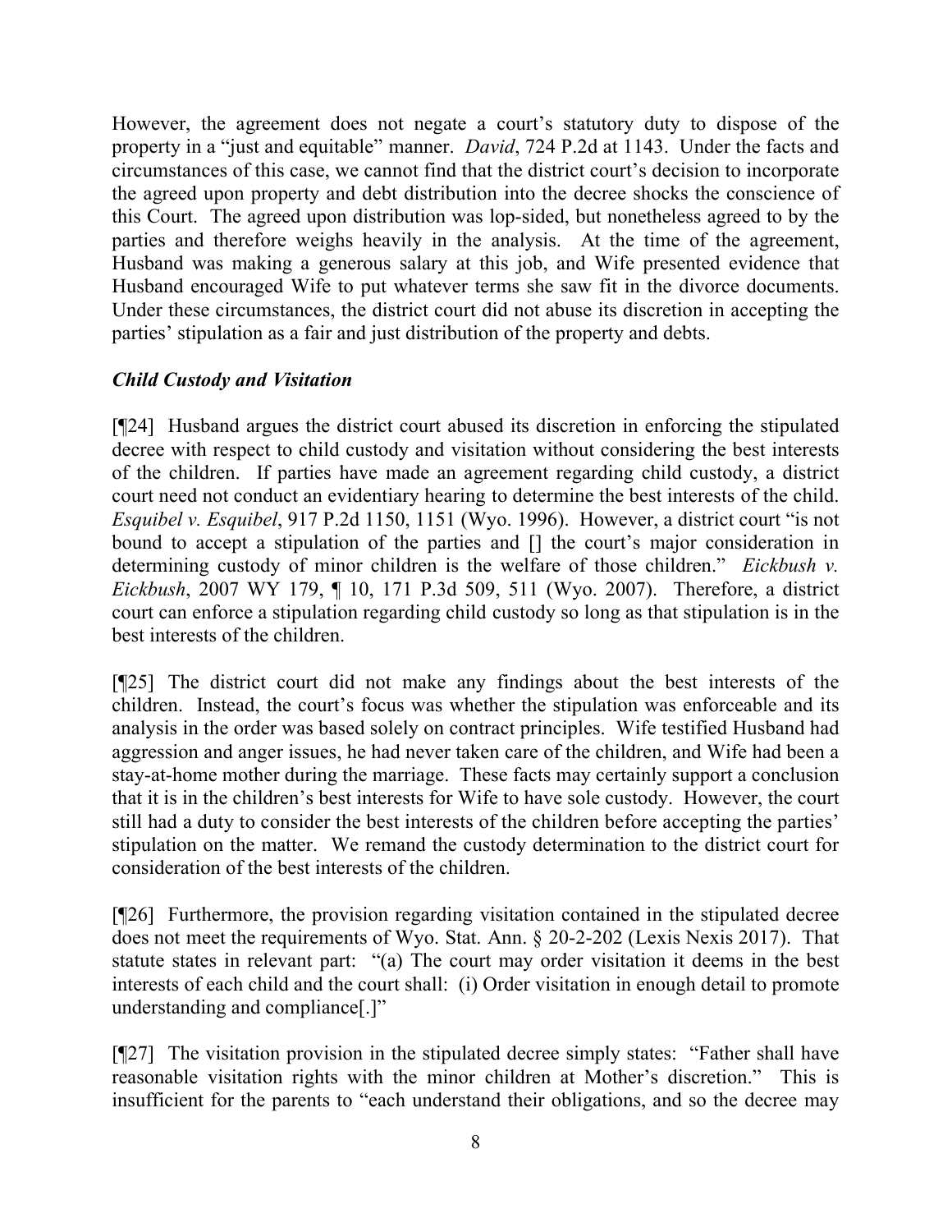However, the agreement does not negate a court's statutory duty to dispose of the property in a "just and equitable" manner. *David*, 724 P.2d at 1143. Under the facts and circumstances of this case, we cannot find that the district court's decision to incorporate the agreed upon property and debt distribution into the decree shocks the conscience of this Court. The agreed upon distribution was lop-sided, but nonetheless agreed to by the parties and therefore weighs heavily in the analysis. At the time of the agreement, Husband was making a generous salary at this job, and Wife presented evidence that Husband encouraged Wife to put whatever terms she saw fit in the divorce documents. Under these circumstances, the district court did not abuse its discretion in accepting the parties' stipulation as a fair and just distribution of the property and debts.

### *Child Custody and Visitation*

[¶24] Husband argues the district court abused its discretion in enforcing the stipulated decree with respect to child custody and visitation without considering the best interests of the children. If parties have made an agreement regarding child custody, a district court need not conduct an evidentiary hearing to determine the best interests of the child. *Esquibel v. Esquibel*, 917 P.2d 1150, 1151 (Wyo. 1996). However, a district court "is not bound to accept a stipulation of the parties and [] the court's major consideration in determining custody of minor children is the welfare of those children." *Eickbush v. Eickbush*, 2007 WY 179, ¶ 10, 171 P.3d 509, 511 (Wyo. 2007). Therefore, a district court can enforce a stipulation regarding child custody so long as that stipulation is in the best interests of the children.

[¶25] The district court did not make any findings about the best interests of the children. Instead, the court's focus was whether the stipulation was enforceable and its analysis in the order was based solely on contract principles. Wife testified Husband had aggression and anger issues, he had never taken care of the children, and Wife had been a stay-at-home mother during the marriage. These facts may certainly support a conclusion that it is in the children's best interests for Wife to have sole custody. However, the court still had a duty to consider the best interests of the children before accepting the parties' stipulation on the matter. We remand the custody determination to the district court for consideration of the best interests of the children.

[¶26] Furthermore, the provision regarding visitation contained in the stipulated decree does not meet the requirements of Wyo. Stat. Ann. § 20-2-202 (Lexis Nexis 2017). That statute states in relevant part: "(a) The court may order visitation it deems in the best interests of each child and the court shall: (i) Order visitation in enough detail to promote understanding and compliance[.]"

[¶27] The visitation provision in the stipulated decree simply states: "Father shall have reasonable visitation rights with the minor children at Mother's discretion." This is insufficient for the parents to "each understand their obligations, and so the decree may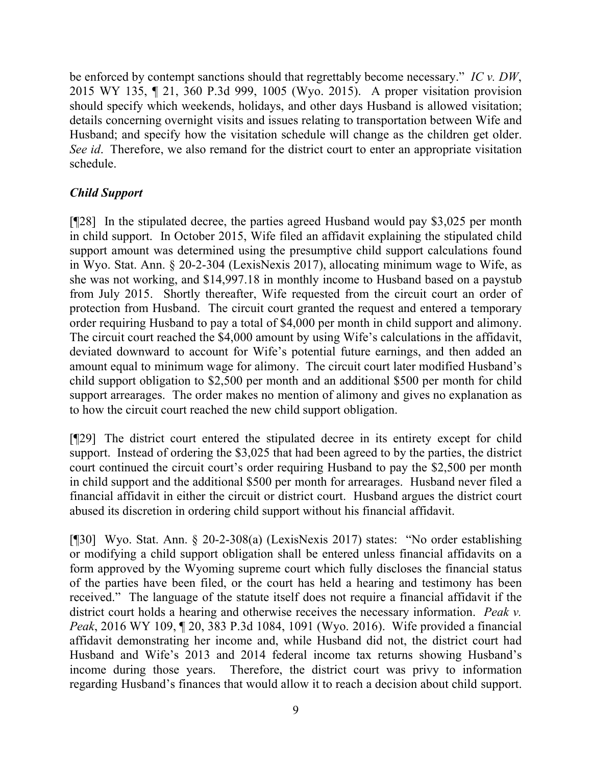be enforced by contempt sanctions should that regrettably become necessary." *IC v. DW*, 2015 WY 135, ¶ 21, 360 P.3d 999, 1005 (Wyo. 2015). A proper visitation provision should specify which weekends, holidays, and other days Husband is allowed visitation; details concerning overnight visits and issues relating to transportation between Wife and Husband; and specify how the visitation schedule will change as the children get older. *See id*. Therefore, we also remand for the district court to enter an appropriate visitation schedule.

### *Child Support*

[¶28] In the stipulated decree, the parties agreed Husband would pay $3,025 per month in child support. In October 2015, Wife filed an affidavit explaining the stipulated child support amount was determined using the presumptive child support calculations found in Wyo. Stat. Ann. § 20-2-304 (LexisNexis 2017), allocating minimum wage to Wife, as she was not working, and $14,997.18 in monthly income to Husband based on a paystub from July 2015. Shortly thereafter, Wife requested from the circuit court an order of protection from Husband. The circuit court granted the request and entered a temporary order requiring Husband to pay a total of $4,000 per month in child support and alimony. The circuit court reached the $4,000 amount by using Wife's calculations in the affidavit, deviated downward to account for Wife's potential future earnings, and then added an amount equal to minimum wage for alimony. The circuit court later modified Husband's child support obligation to $2,500 per month and an additional $500 per month for child support arrearages. The order makes no mention of alimony and gives no explanation as to how the circuit court reached the new child support obligation.

[¶29] The district court entered the stipulated decree in its entirety except for child support. Instead of ordering the $3,025 that had been agreed to by the parties, the district court continued the circuit court's order requiring Husband to pay the $2,500 per month in child support and the additional $500 per month for arrearages. Husband never filed a financial affidavit in either the circuit or district court. Husband argues the district court abused its discretion in ordering child support without his financial affidavit.

[¶30] Wyo. Stat. Ann. § 20-2-308(a) (LexisNexis 2017) states: "No order establishing or modifying a child support obligation shall be entered unless financial affidavits on a form approved by the Wyoming supreme court which fully discloses the financial status of the parties have been filed, or the court has held a hearing and testimony has been received." The language of the statute itself does not require a financial affidavit if the district court holds a hearing and otherwise receives the necessary information. *Peak v. Peak*, 2016 WY 109, ¶ 20, 383 P.3d 1084, 1091 (Wyo. 2016). Wife provided a financial affidavit demonstrating her income and, while Husband did not, the district court had Husband and Wife's 2013 and 2014 federal income tax returns showing Husband's income during those years. Therefore, the district court was privy to information regarding Husband's finances that would allow it to reach a decision about child support.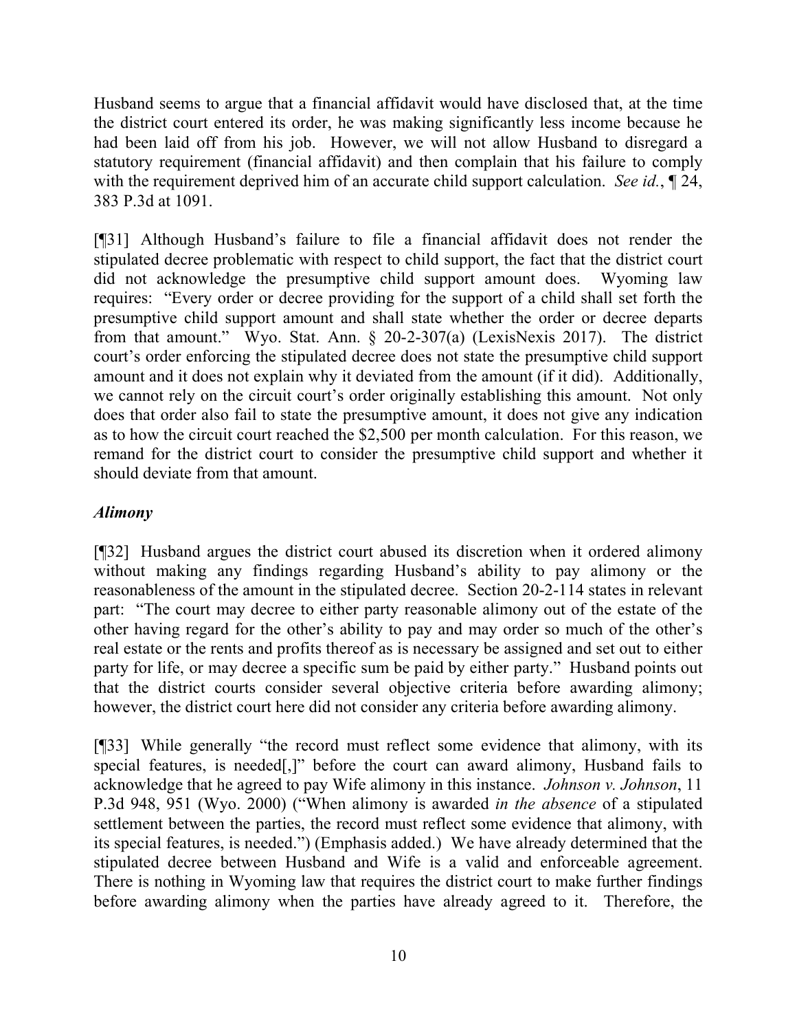Husband seems to argue that a financial affidavit would have disclosed that, at the time the district court entered its order, he was making significantly less income because he had been laid off from his job. However, we will not allow Husband to disregard a statutory requirement (financial affidavit) and then complain that his failure to comply with the requirement deprived him of an accurate child support calculation. *See id.*, ¶ 24, 383 P.3d at 1091.

[¶31] Although Husband's failure to file a financial affidavit does not render the stipulated decree problematic with respect to child support, the fact that the district court did not acknowledge the presumptive child support amount does. Wyoming law requires: "Every order or decree providing for the support of a child shall set forth the presumptive child support amount and shall state whether the order or decree departs from that amount." Wyo. Stat. Ann. § 20-2-307(a) (LexisNexis 2017). The district court's order enforcing the stipulated decree does not state the presumptive child support amount and it does not explain why it deviated from the amount (if it did). Additionally, we cannot rely on the circuit court's order originally establishing this amount. Not only does that order also fail to state the presumptive amount, it does not give any indication as to how the circuit court reached the $2,500 per month calculation. For this reason, we remand for the district court to consider the presumptive child support and whether it should deviate from that amount.

### *Alimony*

[¶32] Husband argues the district court abused its discretion when it ordered alimony without making any findings regarding Husband's ability to pay alimony or the reasonableness of the amount in the stipulated decree. Section 20-2-114 states in relevant part: "The court may decree to either party reasonable alimony out of the estate of the other having regard for the other's ability to pay and may order so much of the other's real estate or the rents and profits thereof as is necessary be assigned and set out to either party for life, or may decree a specific sum be paid by either party." Husband points out that the district courts consider several objective criteria before awarding alimony; however, the district court here did not consider any criteria before awarding alimony.

[¶33] While generally "the record must reflect some evidence that alimony, with its special features, is needed[,]" before the court can award alimony, Husband fails to acknowledge that he agreed to pay Wife alimony in this instance. *Johnson v. Johnson*, 11 P.3d 948, 951 (Wyo. 2000) ("When alimony is awarded *in the absence* of a stipulated settlement between the parties, the record must reflect some evidence that alimony, with its special features, is needed.") (Emphasis added.) We have already determined that the stipulated decree between Husband and Wife is a valid and enforceable agreement. There is nothing in Wyoming law that requires the district court to make further findings before awarding alimony when the parties have already agreed to it. Therefore, the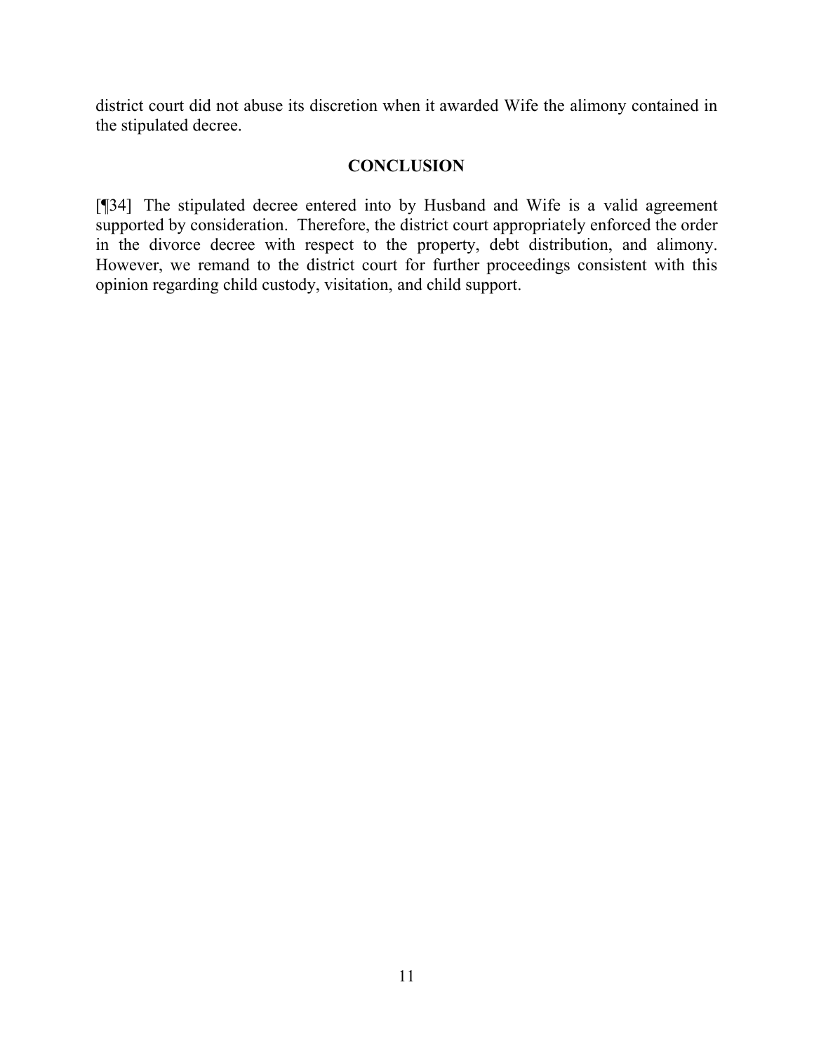district court did not abuse its discretion when it awarded Wife the alimony contained in the stipulated decree.

## CONCLUSION

[¶34] The stipulated decree entered into by Husband and Wife is a valid agreement supported by consideration. Therefore, the district court appropriately enforced the order in the divorce decree with respect to the property, debt distribution, and alimony. However, we remand to the district court for further proceedings consistent with this opinion regarding child custody, visitation, and child support.